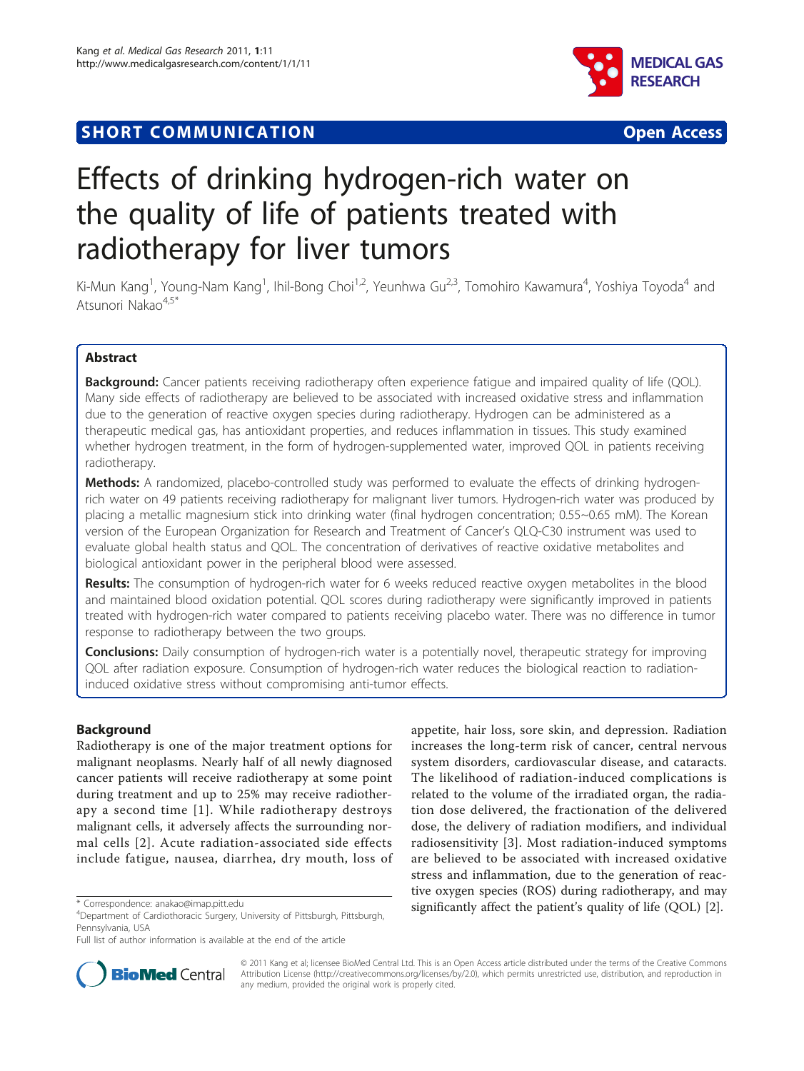SHORT COMMUNICATION Open Access

# Effects of drinking hydrogen-rich water on the quality of life of patients treated with radiotherapy for liver tumors

Ki-Mun Kang[1], Young-Nam Kang[1], Ihil-Bong Choi[1,2], Yeunhwa Gu[2,3], Tomohiro Kawamura[4], Yoshiya Toyoda[4] and Atsunori Nakao[4,5*]

## Abstract

**Background:** Cancer patients receiving radiotherapy often experience fatigue and impaired quality of life (QOL). Many side effects of radiotherapy are believed to be associated with increased oxidative stress and inflammation due to the generation of reactive oxygen species during radiotherapy. Hydrogen can be administered as a therapeutic medical gas, has antioxidant properties, and reduces inflammation in tissues. This study examined whether hydrogen treatment, in the form of hydrogen-supplemented water, improved QOL in patients receiving radiotherapy.

**Methods:** A randomized, placebo-controlled study was performed to evaluate the effects of drinking hydrogen-rich water on 49 patients receiving radiotherapy for malignant liver tumors. Hydrogen-rich water was produced by placing a metallic magnesium stick into drinking water (final hydrogen concentration; 0.55~0.65 mM). The Korean version of the European Organization for Research and Treatment of Cancer's QLQ-C30 instrument was used to evaluate global health status and QOL. The concentration of derivatives of reactive oxidative metabolites and biological antioxidant power in the peripheral blood were assessed.

**Results:** The consumption of hydrogen-rich water for 6 weeks reduced reactive oxygen metabolites in the blood and maintained blood oxidation potential. QOL scores during radiotherapy were significantly improved in patients treated with hydrogen-rich water compared to patients receiving placebo water. There was no difference in tumor response to radiotherapy between the two groups.

**Conclusions:** Daily consumption of hydrogen-rich water is a potentially novel, therapeutic strategy for improving QOL after radiation exposure. Consumption of hydrogen-rich water reduces the biological reaction to radiation-induced oxidative stress without compromising anti-tumor effects.

## Background

Radiotherapy is one of the major treatment options for malignant neoplasms. Nearly half of all newly diagnosed cancer patients will receive radiotherapy at some point during treatment and up to 25% may receive radiotherapy a second time [1]. While radiotherapy destroys malignant cells, it adversely affects the surrounding normal cells [2]. Acute radiation-associated side effects include fatigue, nausea, diarrhea, dry mouth, loss of appetite, hair loss, sore skin, and depression. Radiation increases the long-term risk of cancer, central nervous system disorders, cardiovascular disease, and cataracts. The likelihood of radiation-induced complications is related to the volume of the irradiated organ, the radiation dose delivered, the fractionation of the delivered dose, the delivery of radiation modifiers, and individual radiosensitivity [3]. Most radiation-induced symptoms are believed to be associated with increased oxidative stress and inflammation, due to the generation of reactive oxygen species (ROS) during radiotherapy, and may significantly affect the patient's quality of life (QOL) [2].

\* Correspondence: anakao@imap.pitt.edu
[4]Department of Cardiothoracic Surgery, University of Pittsburgh, Pittsburgh, Pennsylvania, USA
Full list of author information is available at the end of the article

© 2011 Kang et al; licensee BioMed Central Ltd. This is an Open Access article distributed under the terms of the Creative Commons Attribution License (http://creativecommons.org/licenses/by/2.0), which permits unrestricted use, distribution, and reproduction in any medium, provided the original work is properly cited.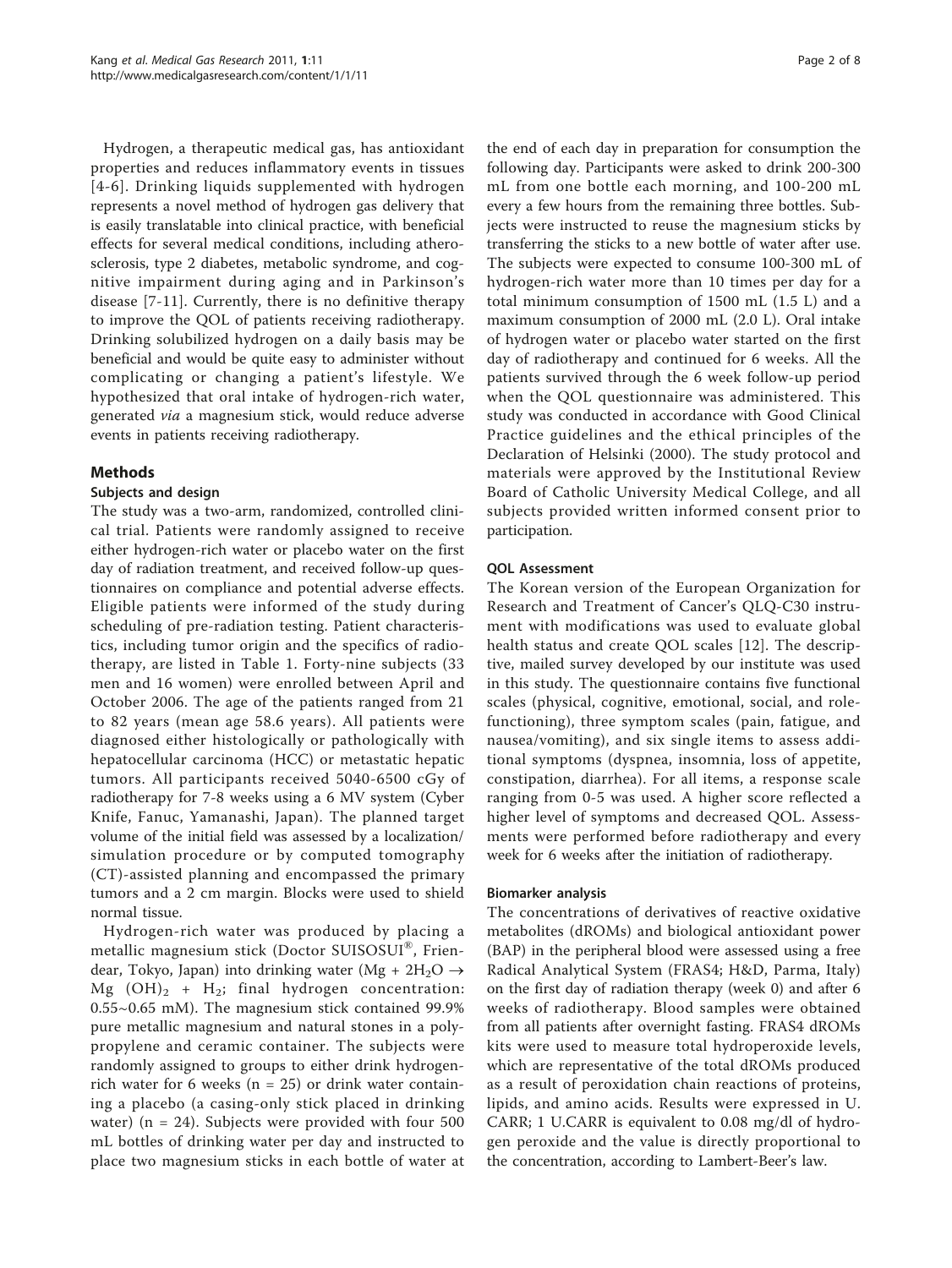Hydrogen, a therapeutic medical gas, has antioxidant properties and reduces inflammatory events in tissues [4-6]. Drinking liquids supplemented with hydrogen represents a novel method of hydrogen gas delivery that is easily translatable into clinical practice, with beneficial effects for several medical conditions, including atherosclerosis, type 2 diabetes, metabolic syndrome, and cognitive impairment during aging and in Parkinson's disease [7-11]. Currently, there is no definitive therapy to improve the QOL of patients receiving radiotherapy. Drinking solubilized hydrogen on a daily basis may be beneficial and would be quite easy to administer without complicating or changing a patient's lifestyle. We hypothesized that oral intake of hydrogen-rich water, generated *via* a magnesium stick, would reduce adverse events in patients receiving radiotherapy.

## Methods

### Subjects and design

The study was a two-arm, randomized, controlled clinical trial. Patients were randomly assigned to receive either hydrogen-rich water or placebo water on the first day of radiation treatment, and received follow-up questionnaires on compliance and potential adverse effects. Eligible patients were informed of the study during scheduling of pre-radiation testing. Patient characteristics, including tumor origin and the specifics of radiotherapy, are listed in Table 1. Forty-nine subjects (33 men and 16 women) were enrolled between April and October 2006. The age of the patients ranged from 21 to 82 years (mean age 58.6 years). All patients were diagnosed either histologically or pathologically with hepatocellular carcinoma (HCC) or metastatic hepatic tumors. All participants received 5040-6500 cGy of radiotherapy for 7-8 weeks using a 6 MV system (Cyber Knife, Fanuc, Yamanashi, Japan). The planned target volume of the initial field was assessed by a localization/simulation procedure or by computed tomography (CT)-assisted planning and encompassed the primary tumors and a 2 cm margin. Blocks were used to shield normal tissue.

Hydrogen-rich water was produced by placing a metallic magnesium stick (Doctor SUISOSUI®, Friendear, Tokyo, Japan) into drinking water ($Mg + 2H_2O \rightarrow Mg(OH)_2 + H_2$; final hydrogen concentration: 0.55~0.65 mM). The magnesium stick contained 99.9% pure metallic magnesium and natural stones in a polypropylene and ceramic container. The subjects were randomly assigned to groups to either drink hydrogen-rich water for 6 weeks (n = 25) or drink water containing a placebo (a casing-only stick placed in drinking water) (n = 24). Subjects were provided with four 500 mL bottles of drinking water per day and instructed to place two magnesium sticks in each bottle of water at the end of each day in preparation for consumption the following day. Participants were asked to drink 200-300 mL from one bottle each morning, and 100-200 mL every a few hours from the remaining three bottles. Subjects were instructed to reuse the magnesium sticks by transferring the sticks to a new bottle of water after use. The subjects were expected to consume 100-300 mL of hydrogen-rich water more than 10 times per day for a total minimum consumption of 1500 mL (1.5 L) and a maximum consumption of 2000 mL (2.0 L). Oral intake of hydrogen water or placebo water started on the first day of radiotherapy and continued for 6 weeks. All the patients survived through the 6 week follow-up period when the QOL questionnaire was administered. This study was conducted in accordance with Good Clinical Practice guidelines and the ethical principles of the Declaration of Helsinki (2000). The study protocol and materials were approved by the Institutional Review Board of Catholic University Medical College, and all subjects provided written informed consent prior to participation.

### QOL Assessment

The Korean version of the European Organization for Research and Treatment of Cancer's QLQ-C30 instrument with modifications was used to evaluate global health status and create QOL scales [12]. The descriptive, mailed survey developed by our institute was used in this study. The questionnaire contains five functional scales (physical, cognitive, emotional, social, and role-functioning), three symptom scales (pain, fatigue, and nausea/vomiting), and six single items to assess additional symptoms (dyspnea, insomnia, loss of appetite, constipation, diarrhea). For all items, a response scale ranging from 0-5 was used. A higher score reflected a higher level of symptoms and decreased QOL. Assessments were performed before radiotherapy and every week for 6 weeks after the initiation of radiotherapy.

### Biomarker analysis

The concentrations of derivatives of reactive oxidative metabolites (dROMs) and biological antioxidant power (BAP) in the peripheral blood were assessed using a free Radical Analytical System (FRAS4; H&D, Parma, Italy) on the first day of radiation therapy (week 0) and after 6 weeks of radiotherapy. Blood samples were obtained from all patients after overnight fasting. FRAS4 dROMs kits were used to measure total hydroperoxide levels, which are representative of the total dROMs produced as a result of peroxidation chain reactions of proteins, lipids, and amino acids. Results were expressed in U. CARR; 1 U.CARR is equivalent to 0.08 mg/dl of hydrogen peroxide and the value is directly proportional to the concentration, according to Lambert-Beer's law.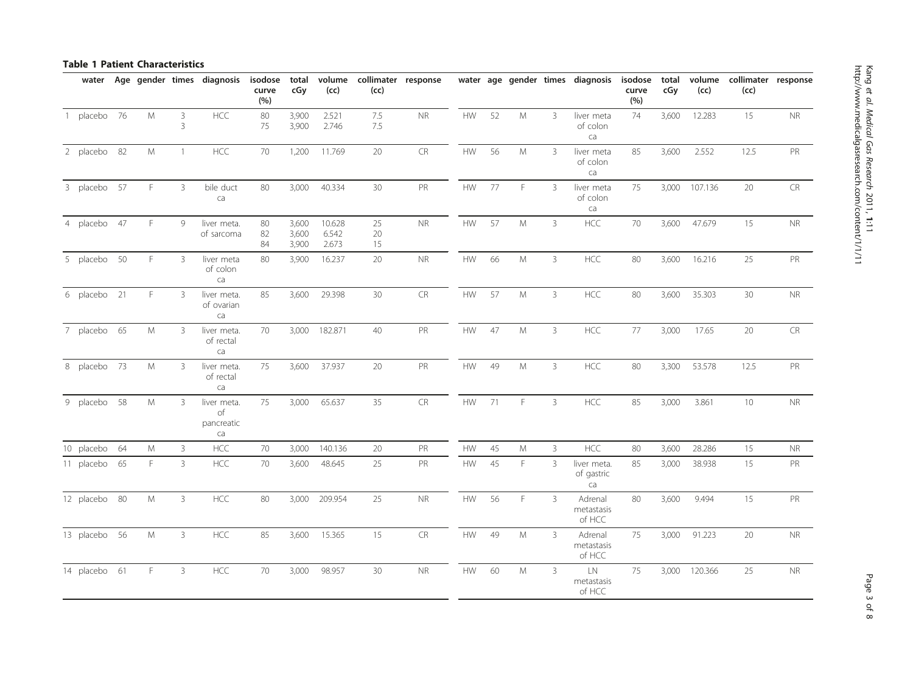**Table 1 Patient Characteristics**

| | water | Age | gender | times | diagnosis | isodose curve (%) | total cGy | volume (cc) | collimater (cc) | response | water | age | gender | times | diagnosis | isodose curve (%) | total cGy | volume (cc) | collimater (cc) | response |
|---|---|---|---|---|---|---|---|---|---|---|---|---|---|---|---|---|---|---|---|---|
| 1 | placebo | 76 | M | 3<br>3 | HCC | 80<br>75 | 3,900<br>3,900 | 2.521<br>2.746 | 7.5<br>7.5 | NR | HW | 52 | M | 3 | liver meta of colon ca | 74 | 3,600 | 12.283 | 15 | NR |
| 2 | placebo | 82 | M | 1 | HCC | 70 | 1,200 | 11.769 | 20 | CR | HW | 56 | M | 3 | liver meta of colon ca | 85 | 3,600 | 2.552 | 12.5 | PR |
| 3 | placebo | 57 | F | 3 | bile duct ca | 80 | 3,000 | 40.334 | 30 | PR | HW | 77 | F | 3 | liver meta of colon ca | 75 | 3,000 | 107.136 | 20 | CR |
| 4 | placebo | 47 | F | 9 | liver meta. of sarcoma | 80<br>82<br>84 | 3,600<br>3,600<br>3,900 | 10.628<br>6.542<br>2.673 | 25<br>20<br>15 | NR | HW | 57 | M | 3 | HCC | 70 | 3,600 | 47.679 | 15 | NR |
| 5 | placebo | 50 | F | 3 | liver meta of colon ca | 80 | 3,900 | 16.237 | 20 | NR | HW | 66 | M | 3 | HCC | 80 | 3,600 | 16.216 | 25 | PR |
| 6 | placebo | 21 | F | 3 | liver meta. of ovarian ca | 85 | 3,600 | 29.398 | 30 | CR | HW | 57 | M | 3 | HCC | 80 | 3,600 | 35.303 | 30 | NR |
| 7 | placebo | 65 | M | 3 | liver meta. of rectal ca | 70 | 3,000 | 182.871 | 40 | PR | HW | 47 | M | 3 | HCC | 77 | 3,000 | 17.65 | 20 | CR |
| 8 | placebo | 73 | M | 3 | liver meta. of rectal ca | 75 | 3,600 | 37.937 | 20 | PR | HW | 49 | M | 3 | HCC | 80 | 3,300 | 53.578 | 12.5 | PR |
| 9 | placebo | 58 | M | 3 | liver meta. of pancreatic ca | 75 | 3,000 | 65.637 | 35 | CR | HW | 71 | F | 3 | HCC | 85 | 3,000 | 3.861 | 10 | NR |
| 10 | placebo | 64 | M | 3 | HCC | 70 | 3,000 | 140.136 | 20 | PR | HW | 45 | M | 3 | HCC | 80 | 3,600 | 28.286 | 15 | NR |
| 11 | placebo | 65 | F | 3 | HCC | 70 | 3,600 | 48.645 | 25 | PR | HW | 45 | F | 3 | liver meta. of gastric ca | 85 | 3,000 | 38.938 | 15 | PR |
| 12 | placebo | 80 | M | 3 | HCC | 80 | 3,000 | 209.954 | 25 | NR | HW | 56 | F | 3 | Adrenal metastasis of HCC | 80 | 3,600 | 9.494 | 15 | PR |
| 13 | placebo | 56 | M | 3 | HCC | 85 | 3,600 | 15.365 | 15 | CR | HW | 49 | M | 3 | Adrenal metastasis of HCC | 75 | 3,000 | 91.223 | 20 | NR |
| 14 | placebo | 61 | F | 3 | HCC | 70 | 3,000 | 98.957 | 30 | NR | HW | 60 | M | 3 | LN metastasis of HCC | 75 | 3,000 | 120.366 | 25 | NR |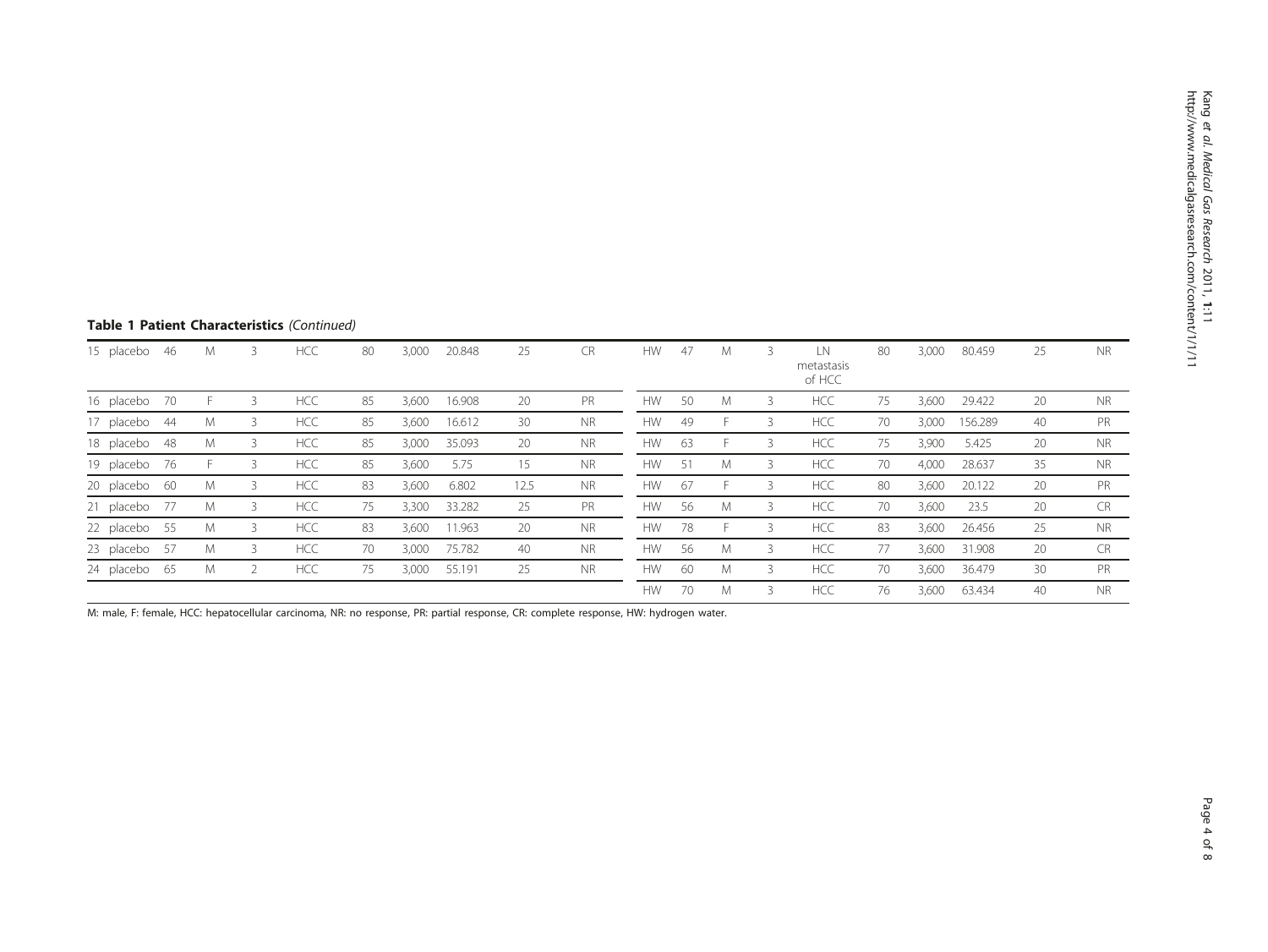**Table 1 Patient Characteristics** *(Continued)*

| | | | | | | | | | | | | | | | | | | | | |
|---|---|---|---|---|---|---|---|---|---|---|---|---|---|---|---|---|---|---|---|---|
| 15 | placebo | 46 | M | 3 | HCC | 80 | 3,000 | 20.848 | 25 | CR | HW | 47 | M | 3 | LN metastasis of HCC | 80 | 3,000 | 80.459 | 25 | NR |
| 16 | placebo | 70 | F | 3 | HCC | 85 | 3,600 | 16.908 | 20 | PR | HW | 50 | M | 3 | HCC | 75 | 3,600 | 29.422 | 20 | NR |
| 17 | placebo | 44 | M | 3 | HCC | 85 | 3,600 | 16.612 | 30 | NR | HW | 49 | F | 3 | HCC | 70 | 3,000 | 156.289 | 40 | PR |
| 18 | placebo | 48 | M | 3 | HCC | 85 | 3,000 | 35.093 | 20 | NR | HW | 63 | F | 3 | HCC | 75 | 3,900 | 5.425 | 20 | NR |
| 19 | placebo | 76 | F | 3 | HCC | 85 | 3,600 | 5.75 | 15 | NR | HW | 51 | M | 3 | HCC | 70 | 4,000 | 28.637 | 35 | NR |
| 20 | placebo | 60 | M | 3 | HCC | 83 | 3,600 | 6.802 | 12.5 | NR | HW | 67 | F | 3 | HCC | 80 | 3,600 | 20.122 | 20 | PR |
| 21 | placebo | 77 | M | 3 | HCC | 75 | 3,300 | 33.282 | 25 | PR | HW | 56 | M | 3 | HCC | 70 | 3,600 | 23.5 | 20 | CR |
| 22 | placebo | 55 | M | 3 | HCC | 83 | 3,600 | 11.963 | 20 | NR | HW | 78 | F | 3 | HCC | 83 | 3,600 | 26.456 | 25 | NR |
| 23 | placebo | 57 | M | 3 | HCC | 70 | 3,000 | 75.782 | 40 | NR | HW | 56 | M | 3 | HCC | 77 | 3,600 | 31.908 | 20 | CR |
| 24 | placebo | 65 | M | 2 | HCC | 75 | 3,000 | 55.191 | 25 | NR | HW | 60 | M | 3 | HCC | 70 | 3,600 | 36.479 | 30 | PR |
| | | | | | | | | | | | HW | 70 | M | 3 | HCC | 76 | 3,600 | 63.434 | 40 | NR |

M: male, F: female, HCC: hepatocellular carcinoma, NR: no response, PR: partial response, CR: complete response, HW: hydrogen water.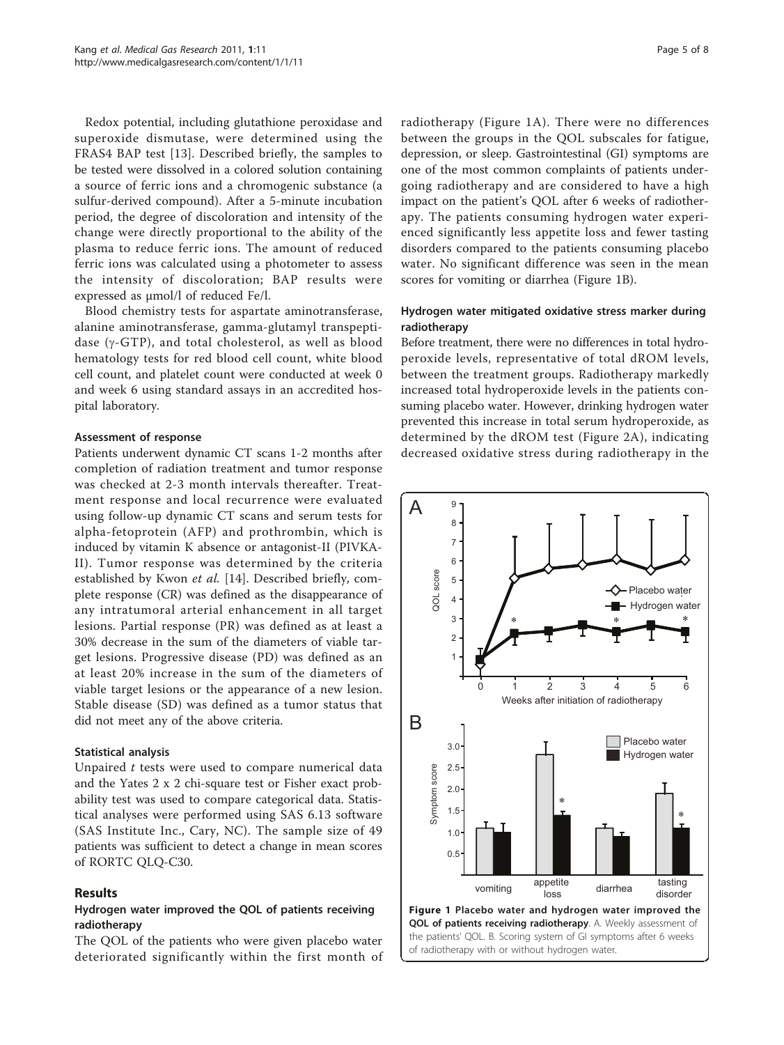Redox potential, including glutathione peroxidase and superoxide dismutase, were determined using the FRAS4 BAP test [13]. Described briefly, the samples to be tested were dissolved in a colored solution containing a source of ferric ions and a chromogenic substance (a sulfur-derived compound). After a 5-minute incubation period, the degree of discoloration and intensity of the change were directly proportional to the ability of the plasma to reduce ferric ions. The amount of reduced ferric ions was calculated using a photometer to assess the intensity of discoloration; BAP results were expressed as μmol/l of reduced Fe/l.

Blood chemistry tests for aspartate aminotransferase, alanine aminotransferase, gamma-glutamyl transpeptidase (γ-GTP), and total cholesterol, as well as blood hematology tests for red blood cell count, white blood cell count, and platelet count were conducted at week 0 and week 6 using standard assays in an accredited hospital laboratory.

### Assessment of response

Patients underwent dynamic CT scans 1-2 months after completion of radiation treatment and tumor response was checked at 2-3 month intervals thereafter. Treatment response and local recurrence were evaluated using follow-up dynamic CT scans and serum tests for alpha-fetoprotein (AFP) and prothrombin, which is induced by vitamin K absence or antagonist-II (PIVKA-II). Tumor response was determined by the criteria established by Kwon *et al.* [14]. Described briefly, complete response (CR) was defined as the disappearance of any intratumoral arterial enhancement in all target lesions. Partial response (PR) was defined as at least a 30% decrease in the sum of the diameters of viable target lesions. Progressive disease (PD) was defined as an at least 20% increase in the sum of the diameters of viable target lesions or the appearance of a new lesion. Stable disease (SD) was defined as a tumor status that did not meet any of the above criteria.

### Statistical analysis

Unpaired $t$ tests were used to compare numerical data and the Yates 2 x 2 chi-square test or Fisher exact probability test was used to compare categorical data. Statistical analyses were performed using SAS 6.13 software (SAS Institute Inc., Cary, NC). The sample size of 49 patients was sufficient to detect a change in mean scores of RORTC QLQ-C30.

## Results

### Hydrogen water improved the QOL of patients receiving radiotherapy

The QOL of the patients who were given placebo water deteriorated significantly within the first month of radiotherapy (Figure 1A). There were no differences between the groups in the QOL subscales for fatigue, depression, or sleep. Gastrointestinal (GI) symptoms are one of the most common complaints of patients undergoing radiotherapy and are considered to have a high impact on the patient's QOL after 6 weeks of radiotherapy. The patients consuming hydrogen water experienced significantly less appetite loss and fewer tasting disorders compared to the patients consuming placebo water. No significant difference was seen in the mean scores for vomiting or diarrhea (Figure 1B).

### Hydrogen water mitigated oxidative stress marker during radiotherapy

Before treatment, there were no differences in total hydroperoxide levels, representative of total dROM levels, between the treatment groups. Radiotherapy markedly increased total hydroperoxide levels in the patients consuming placebo water. However, drinking hydrogen water prevented this increase in total serum hydroperoxide, as determined by the dROM test (Figure 2A), indicating decreased oxidative stress during radiotherapy in the

**Figure 1 Placebo water and hydrogen water improved the QOL of patients receiving radiotherapy**. A. Weekly assessment of the patients' QOL. B. Scoring system of GI symptoms after 6 weeks of radiotherapy with or without hydrogen water.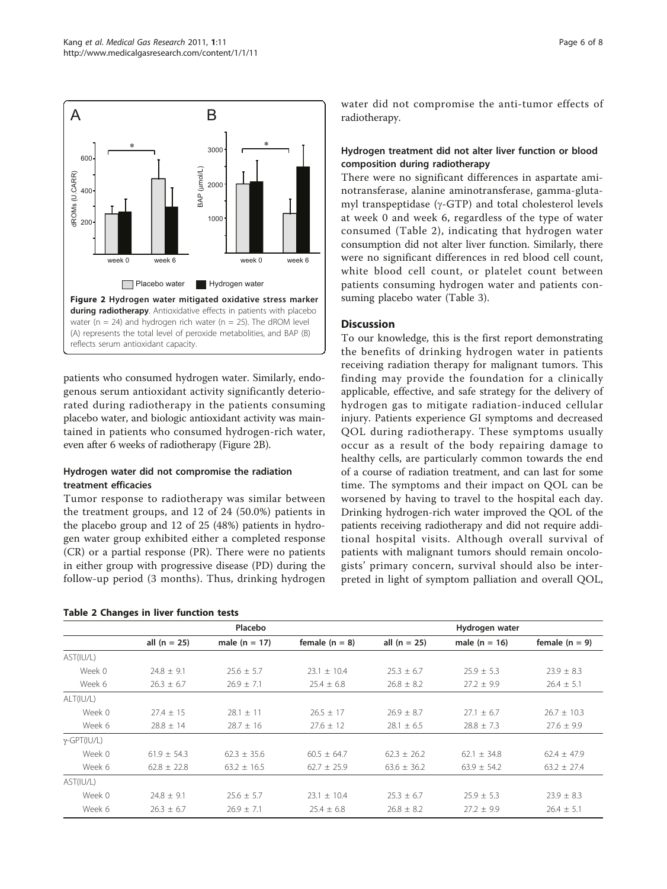**Figure 2 Hydrogen water mitigated oxidative stress marker during radiotherapy**. Antioxidative effects in patients with placebo water (n = 24) and hydrogen rich water (n = 25). The dROM level (A) represents the total level of peroxide metabolities, and BAP (B) reflects serum antioxidant capacity.

patients who consumed hydrogen water. Similarly, endogenous serum antioxidant activity significantly deteriorated during radiotherapy in the patients consuming placebo water, and biologic antioxidant activity was maintained in patients who consumed hydrogen-rich water, even after 6 weeks of radiotherapy (Figure 2B).

### Hydrogen water did not compromise the radiation treatment efficacies

Tumor response to radiotherapy was similar between the treatment groups, and 12 of 24 (50.0%) patients in the placebo group and 12 of 25 (48%) patients in hydrogen water group exhibited either a completed response (CR) or a partial response (PR). There were no patients in either group with progressive disease (PD) during the follow-up period (3 months). Thus, drinking hydrogen water did not compromise the anti-tumor effects of radiotherapy.

### Hydrogen treatment did not alter liver function or blood composition during radiotherapy

There were no significant differences in aspartate aminotransferase, alanine aminotransferase, gamma-glutamyl transpeptidase ($\gamma$-GTP) and total cholesterol levels at week 0 and week 6, regardless of the type of water consumed (Table 2), indicating that hydrogen water consumption did not alter liver function. Similarly, there were no significant differences in red blood cell count, white blood cell count, or platelet count between patients consuming hydrogen water and patients consuming placebo water (Table 3).

## Discussion

To our knowledge, this is the first report demonstrating the benefits of drinking hydrogen water in patients receiving radiation therapy for malignant tumors. This finding may provide the foundation for a clinically applicable, effective, and safe strategy for the delivery of hydrogen gas to mitigate radiation-induced cellular injury. Patients experience GI symptoms and decreased QOL during radiotherapy. These symptoms usually occur as a result of the body repairing damage to healthy cells, are particularly common towards the end of a course of radiation treatment, and can last for some time. The symptoms and their impact on QOL can be worsened by having to travel to the hospital each day. Drinking hydrogen-rich water improved the QOL of the patients receiving radiotherapy and did not require additional hospital visits. Although overall survival of patients with malignant tumors should remain oncologists' primary concern, survival should also be interpreted in light of symptom palliation and overall QOL,

**Table 2 Changes in liver function tests**

| | Placebo | | | Hydrogen water | | |
|---|---|---|---|---|---|---|
| | all (n = 25) | male (n = 17) | female (n = 8) | all (n = 25) | male (n = 16) | female (n = 9) |
| AST(IU/L) | | | | | | |
| Week 0 | 24.8 ± 9.1 | 25.6 ± 5.7 | 23.1 ± 10.4 | 25.3 ± 6.7 | 25.9 ± 5.3 | 23.9 ± 8.3 |
| Week 6 | 26.3 ± 6.7 | 26.9 ± 7.1 | 25.4 ± 6.8 | 26.8 ± 8.2 | 27.2 ± 9.9 | 26.4 ± 5.1 |
| ALT(IU/L) | | | | | | |
| Week 0 | 27.4 ± 15 | 28.1 ± 11 | 26.5 ± 17 | 26.9 ± 8.7 | 27.1 ± 6.7 | 26.7 ± 10.3 |
| Week 6 | 28.8 ± 14 | 28.7 ± 16 | 27.6 ± 12 | 28.1 ± 6.5 | 28.8 ± 7.3 | 27.6 ± 9.9 |
| $\gamma$-GPT(IU/L) | | | | | | |
| Week 0 | 61.9 ± 54.3 | 62.3 ± 35.6 | 60.5 ± 64.7 | 62.3 ± 26.2 | 62.1 ± 34.8 | 62.4 ± 47.9 |
| Week 6 | 62.8 ± 22.8 | 63.2 ± 16.5 | 62.7 ± 25.9 | 63.6 ± 36.2 | 63.9 ± 54.2 | 63.2 ± 27.4 |
| AST(IU/L) | | | | | | |
| Week 0 | 24.8 ± 9.1 | 25.6 ± 5.7 | 23.1 ± 10.4 | 25.3 ± 6.7 | 25.9 ± 5.3 | 23.9 ± 8.3 |
| Week 6 | 26.3 ± 6.7 | 26.9 ± 7.1 | 25.4 ± 6.8 | 26.8 ± 8.2 | 27.2 ± 9.9 | 26.4 ± 5.1 |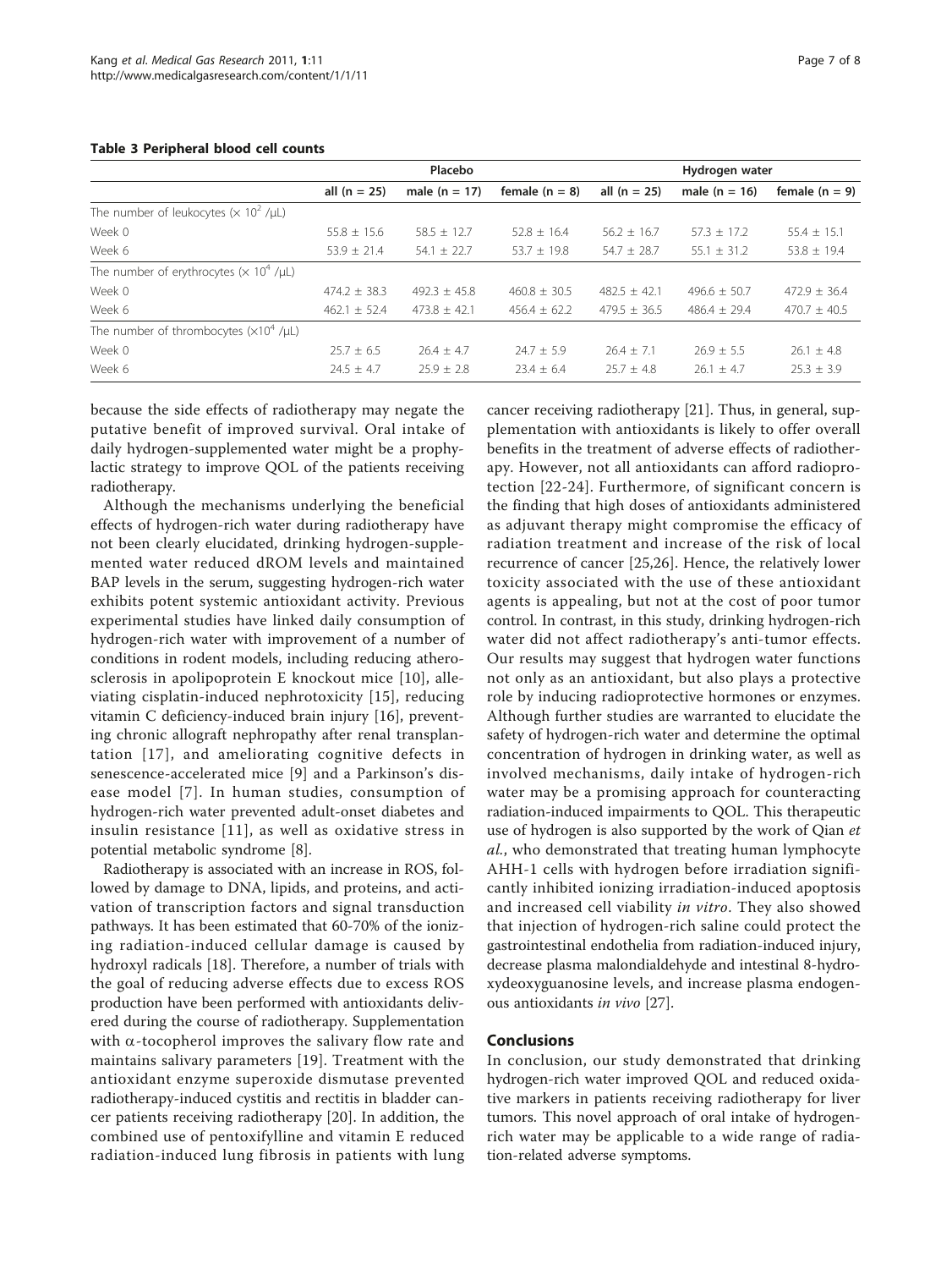**Table 3 Peripheral blood cell counts**

| | Placebo | | | Hydrogen water | | |
|---|---|---|---|---|---|---|
| | all (n = 25) | male (n = 17) | female (n = 8) | all (n = 25) | male (n = 16) | female (n = 9) |
| The number of leukocytes ($\times 10^2$ /μL) | | | | | | |
| Week 0 | 55.8 ± 15.6 | 58.5 ± 12.7 | 52.8 ± 16.4 | 56.2 ± 16.7 | 57.3 ± 17.2 | 55.4 ± 15.1 |
| Week 6 | 53.9 ± 21.4 | 54.1 ± 22.7 | 53.7 ± 19.8 | 54.7 ± 28.7 | 55.1 ± 31.2 | 53.8 ± 19.4 |
| The number of erythrocytes ($\times 10^4$ /μL) | | | | | | |
| Week 0 | 474.2 ± 38.3 | 492.3 ± 45.8 | 460.8 ± 30.5 | 482.5 ± 42.1 | 496.6 ± 50.7 | 472.9 ± 36.4 |
| Week 6 | 462.1 ± 52.4 | 473.8 ± 42.1 | 456.4 ± 62.2 | 479.5 ± 36.5 | 486.4 ± 29.4 | 470.7 ± 40.5 |
| The number of thrombocytes ($\times 10^4$ /μL) | | | | | | |
| Week 0 | 25.7 ± 6.5 | 26.4 ± 4.7 | 24.7 ± 5.9 | 26.4 ± 7.1 | 26.9 ± 5.5 | 26.1 ± 4.8 |
| Week 6 | 24.5 ± 4.7 | 25.9 ± 2.8 | 23.4 ± 6.4 | 25.7 ± 4.8 | 26.1 ± 4.7 | 25.3 ± 3.9 |

because the side effects of radiotherapy may negate the putative benefit of improved survival. Oral intake of daily hydrogen-supplemented water might be a prophylactic strategy to improve QOL of the patients receiving radiotherapy.

Although the mechanisms underlying the beneficial effects of hydrogen-rich water during radiotherapy have not been clearly elucidated, drinking hydrogen-supplemented water reduced dROM levels and maintained BAP levels in the serum, suggesting hydrogen-rich water exhibits potent systemic antioxidant activity. Previous experimental studies have linked daily consumption of hydrogen-rich water with improvement of a number of conditions in rodent models, including reducing atherosclerosis in apolipoprotein E knockout mice [10], alleviating cisplatin-induced nephrotoxicity [15], reducing vitamin C deficiency-induced brain injury [16], preventing chronic allograft nephropathy after renal transplantation [17], and ameliorating cognitive defects in senescence-accelerated mice [9] and a Parkinson's disease model [7]. In human studies, consumption of hydrogen-rich water prevented adult-onset diabetes and insulin resistance [11], as well as oxidative stress in potential metabolic syndrome [8].

Radiotherapy is associated with an increase in ROS, followed by damage to DNA, lipids, and proteins, and activation of transcription factors and signal transduction pathways. It has been estimated that 60-70% of the ionizing radiation-induced cellular damage is caused by hydroxyl radicals [18]. Therefore, a number of trials with the goal of reducing adverse effects due to excess ROS production have been performed with antioxidants delivered during the course of radiotherapy. Supplementation with $\alpha$-tocopherol improves the salivary flow rate and maintains salivary parameters [19]. Treatment with the antioxidant enzyme superoxide dismutase prevented radiotherapy-induced cystitis and rectitis in bladder cancer patients receiving radiotherapy [20]. In addition, the combined use of pentoxifylline and vitamin E reduced radiation-induced lung fibrosis in patients with lung cancer receiving radiotherapy [21]. Thus, in general, supplementation with antioxidants is likely to offer overall benefits in the treatment of adverse effects of radiotherapy. However, not all antioxidants can afford radioprotection [22-24]. Furthermore, of significant concern is the finding that high doses of antioxidants administered as adjuvant therapy might compromise the efficacy of radiation treatment and increase of the risk of local recurrence of cancer [25,26]. Hence, the relatively lower toxicity associated with the use of these antioxidant agents is appealing, but not at the cost of poor tumor control. In contrast, in this study, drinking hydrogen-rich water did not affect radiotherapy's anti-tumor effects. Our results may suggest that hydrogen water functions not only as an antioxidant, but also plays a protective role by inducing radioprotective hormones or enzymes. Although further studies are warranted to elucidate the safety of hydrogen-rich water and determine the optimal concentration of hydrogen in drinking water, as well as involved mechanisms, daily intake of hydrogen-rich water may be a promising approach for counteracting radiation-induced impairments to QOL. This therapeutic use of hydrogen is also supported by the work of Qian *et al.*, who demonstrated that treating human lymphocyte AHH-1 cells with hydrogen before irradiation significantly inhibited ionizing irradiation-induced apoptosis and increased cell viability *in vitro*. They also showed that injection of hydrogen-rich saline could protect the gastrointestinal endothelia from radiation-induced injury, decrease plasma malondialdehyde and intestinal 8-hydroxydeoxyguanosine levels, and increase plasma endogenous antioxidants *in vivo* [27].

## Conclusions

In conclusion, our study demonstrated that drinking hydrogen-rich water improved QOL and reduced oxidative markers in patients receiving radiotherapy for liver tumors. This novel approach of oral intake of hydrogen-rich water may be applicable to a wide range of radiation-related adverse symptoms.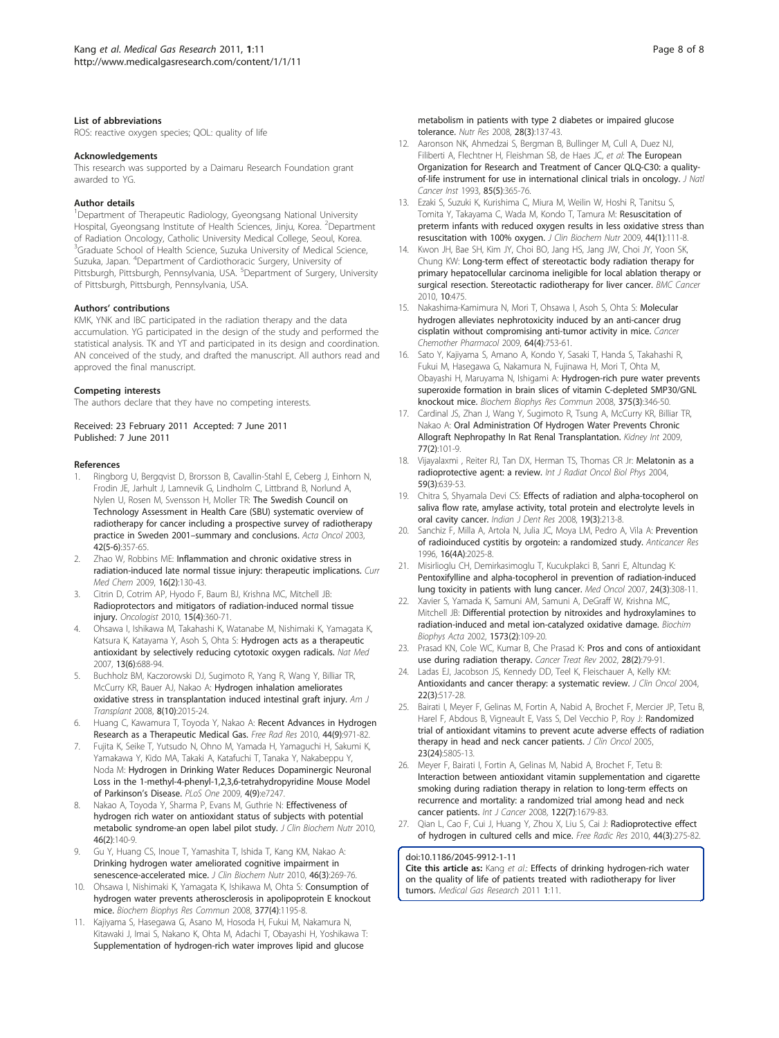### List of abbreviations

ROS: reactive oxygen species; QOL: quality of life

### Acknowledgements

This research was supported by a Daimaru Research Foundation grant awarded to YG.

### Author details

[1]Department of Therapeutic Radiology, Gyeongsang National University Hospital, Gyeongsang Institute of Health Sciences, Jinju, Korea. [2]Department of Radiation Oncology, Catholic University Medical College, Seoul, Korea. [3]Graduate School of Health Science, Suzuka University of Medical Science, Suzuka, Japan. [4]Department of Cardiothoracic Surgery, University of Pittsburgh, Pittsburgh, Pennsylvania, USA. [5]Department of Surgery, University of Pittsburgh, Pittsburgh, Pennsylvania, USA.

### Authors' contributions

KMK, YNK and IBC participated in the radiation therapy and the data accumulation. YG participated in the design of the study and performed the statistical analysis. TK and YT and participated in its design and coordination. AN conceived of the study, and drafted the manuscript. All authors read and approved the final manuscript.

### Competing interests

The authors declare that they have no competing interests.

Received: 23 February 2011 Accepted: 7 June 2011
Published: 7 June 2011

### References

1. Ringborg U, Bergqvist D, Brorsson B, Cavallin-Stahl E, Ceberg J, Einhorn N, Frodin JE, Jarhult J, Lamnevik G, Lindholm C, Littbrand B, Norlund A, Nylen U, Rosen M, Svensson H, Moller TR: **The Swedish Council on Technology Assessment in Health Care (SBU) systematic overview of radiotherapy for cancer including a prospective survey of radiotherapy practice in Sweden 2001–summary and conclusions.** *Acta Oncol* 2003, **42(5-6)**:357-65.
2. Zhao W, Robbins ME: **Inflammation and chronic oxidative stress in radiation-induced late normal tissue injury: therapeutic implications.** *Curr Med Chem* 2009, **16(2)**:130-43.
3. Citrin D, Cotrim AP, Hyodo F, Baum BJ, Krishna MC, Mitchell JB: **Radioprotectors and mitigators of radiation-induced normal tissue injury.** *Oncologist* 2010, **15(4)**:360-71.
4. Ohsawa I, Ishikawa M, Takahashi K, Watanabe M, Nishimaki K, Yamagata K, Katsura K, Katayama Y, Asoh S, Ohta S: **Hydrogen acts as a therapeutic antioxidant by selectively reducing cytotoxic oxygen radicals.** *Nat Med* 2007, **13(6)**:688-94.
5. Buchholz BM, Kaczorowski DJ, Sugimoto R, Yang R, Wang Y, Billiar TR, McCurry KR, Bauer AJ, Nakao A: **Hydrogen inhalation ameliorates oxidative stress in transplantation induced intestinal graft injury.** *Am J Transplant* 2008, **8(10)**:2015-24.
6. Huang C, Kawamura T, Toyoda Y, Nakao A: **Recent Advances in Hydrogen Research as a Therapeutic Medical Gas.** *Free Rad Res* 2010, **44(9)**:971-82.
7. Fujita K, Seike T, Yutsudo N, Ohno M, Yamada H, Yamaguchi H, Sakumi K, Yamakawa Y, Kido MA, Takaki A, Katafuchi T, Tanaka Y, Nakabeppu Y, Noda M: **Hydrogen in Drinking Water Reduces Dopaminergic Neuronal Loss in the 1-methyl-4-phenyl-1,2,3,6-tetrahydropyridine Mouse Model of Parkinson's Disease.** *PLoS One* 2009, **4(9)**:e7247.
8. Nakao A, Toyoda Y, Sharma P, Evans M, Guthrie N: **Effectiveness of hydrogen rich water on antioxidant status of subjects with potential metabolic syndrome-an open label pilot study.** *J Clin Biochem Nutr* 2010, **46(2)**:140-9.
9. Gu Y, Huang CS, Inoue T, Yamashita T, Ishida T, Kang KM, Nakao A: **Drinking hydrogen water ameliorated cognitive impairment in senescence-accelerated mice.** *J Clin Biochem Nutr* 2010, **46(3)**:269-76.
10. Ohsawa I, Nishimaki K, Yamagata K, Ishikawa M, Ohta S: **Consumption of hydrogen water prevents atherosclerosis in apolipoprotein E knockout mice.** *Biochem Biophys Res Commun* 2008, **377(4)**:1195-8.
11. Kajiyama S, Hasegawa G, Asano M, Hosoda H, Fukui M, Nakamura N, Kitawaki J, Imai S, Nakano K, Ohta M, Adachi T, Obayashi H, Yoshikawa T: **Supplementation of hydrogen-rich water improves lipid and glucose metabolism in patients with type 2 diabetes or impaired glucose tolerance.** *Nutr Res* 2008, **28(3)**:137-43.
12. Aaronson NK, Ahmedzai S, Bergman B, Bullinger M, Cull A, Duez NJ, Filiberti A, Flechtner H, Fleishman SB, de Haes JC, *et al*: **The European Organization for Research and Treatment of Cancer QLQ-C30: a quality-of-life instrument for use in international clinical trials in oncology.** *J Natl Cancer Inst* 1993, **85(5)**:365-76.
13. Ezaki S, Suzuki K, Kurishima C, Miura M, Weilin W, Hoshi R, Tanitsu S, Tomita Y, Takayama C, Wada M, Kondo T, Tamura M: **Resuscitation of preterm infants with reduced oxygen results in less oxidative stress than resuscitation with 100% oxygen.** *J Clin Biochem Nutr* 2009, **44(1)**:111-8.
14. Kwon JH, Bae SH, Kim JY, Choi BO, Jang HS, Jang JW, Choi JY, Yoon SK, Chung KW: **Long-term effect of stereotactic body radiation therapy for primary hepatocellular carcinoma ineligible for local ablation therapy or surgical resection. Stereotactic radiotherapy for liver cancer.** *BMC Cancer* 2010, **10**:475.
15. Nakashima-Kamimura N, Mori T, Ohsawa I, Asoh S, Ohta S: **Molecular hydrogen alleviates nephrotoxicity induced by an anti-cancer drug cisplatin without compromising anti-tumor activity in mice.** *Cancer Chemother Pharmacol* 2009, **64(4)**:753-61.
16. Sato Y, Kajiyama S, Amano A, Kondo Y, Sasaki T, Handa S, Takahashi R, Fukui M, Hasegawa G, Nakamura N, Fujinawa H, Mori T, Ohta M, Obayashi H, Maruyama N, Ishigami A: **Hydrogen-rich pure water prevents superoxide formation in brain slices of vitamin C-depleted SMP30/GNL knockout mice.** *Biochem Biophys Res Commun* 2008, **375(3)**:346-50.
17. Cardinal JS, Zhan J, Wang Y, Sugimoto R, Tsung A, McCurry KR, Billiar TR, Nakao A: **Oral Administration Of Hydrogen Water Prevents Chronic Allograft Nephropathy In Rat Renal Transplantation.** *Kidney Int* 2009, **77(2)**:101-9.
18. Vijayalaxmi , Reiter RJ, Tan DX, Herman TS, Thomas CR Jr: **Melatonin as a radioprotective agent: a review.** *Int J Radiat Oncol Biol Phys* 2004, **59(3)**:639-53.
19. Chitra S, Shyamala Devi CS: **Effects of radiation and alpha-tocopherol on saliva flow rate, amylase activity, total protein and electrolyte levels in oral cavity cancer.** *Indian J Dent Res* 2008, **19(3)**:213-8.
20. Sanchiz F, Milla A, Artola N, Julia JC, Moya LM, Pedro A, Vila A: **Prevention of radioinduced cystitis by orgotein: a randomized study.** *Anticancer Res* 1996, **16(4A)**:2025-8.
21. Misirlioglu CH, Demirkasimoglu T, Kucukplakci B, Sanri E, Altundag K: **Pentoxifylline and alpha-tocopherol in prevention of radiation-induced lung toxicity in patients with lung cancer.** *Med Oncol* 2007, **24(3)**:308-11.
22. Xavier S, Yamada K, Samuni AM, Samuni A, DeGraff W, Krishna MC, Mitchell JB: **Differential protection by nitroxides and hydroxylamines to radiation-induced and metal ion-catalyzed oxidative damage.** *Biochim Biophys Acta* 2002, **1573(2)**:109-20.
23. Prasad KN, Cole WC, Kumar B, Che Prasad K: **Pros and cons of antioxidant use during radiation therapy.** *Cancer Treat Rev* 2002, **28(2)**:79-91.
24. Ladas EJ, Jacobson JS, Kennedy DD, Teel K, Fleischauer A, Kelly KM: **Antioxidants and cancer therapy: a systematic review.** *J Clin Oncol* 2004, **22(3)**:517-28.
25. Bairati I, Meyer F, Gelinas M, Fortin A, Nabid A, Brochet F, Mercier JP, Tetu B, Harel F, Abdous B, Vigneault E, Vass S, Del Vecchio P, Roy J: **Randomized trial of antioxidant vitamins to prevent acute adverse effects of radiation therapy in head and neck cancer patients.** *J Clin Oncol* 2005, **23(24)**:5805-13.
26. Meyer F, Bairati I, Fortin A, Gelinas M, Nabid A, Brochet F, Tetu B: **Interaction between antioxidant vitamin supplementation and cigarette smoking during radiation therapy in relation to long-term effects on recurrence and mortality: a randomized trial among head and neck cancer patients.** *Int J Cancer* 2008, **122(7)**:1679-83.
27. Qian L, Cao F, Cui J, Huang Y, Zhou X, Liu S, Cai J: **Radioprotective effect of hydrogen in cultured cells and mice.** *Free Radic Res* 2010, **44(3)**:275-82.

doi:10.1186/2045-9912-1-11

**Cite this article as:** Kang *et al.*: Effects of drinking hydrogen-rich water on the quality of life of patients treated with radiotherapy for liver tumors. *Medical Gas Research* 2011 **1**:11.